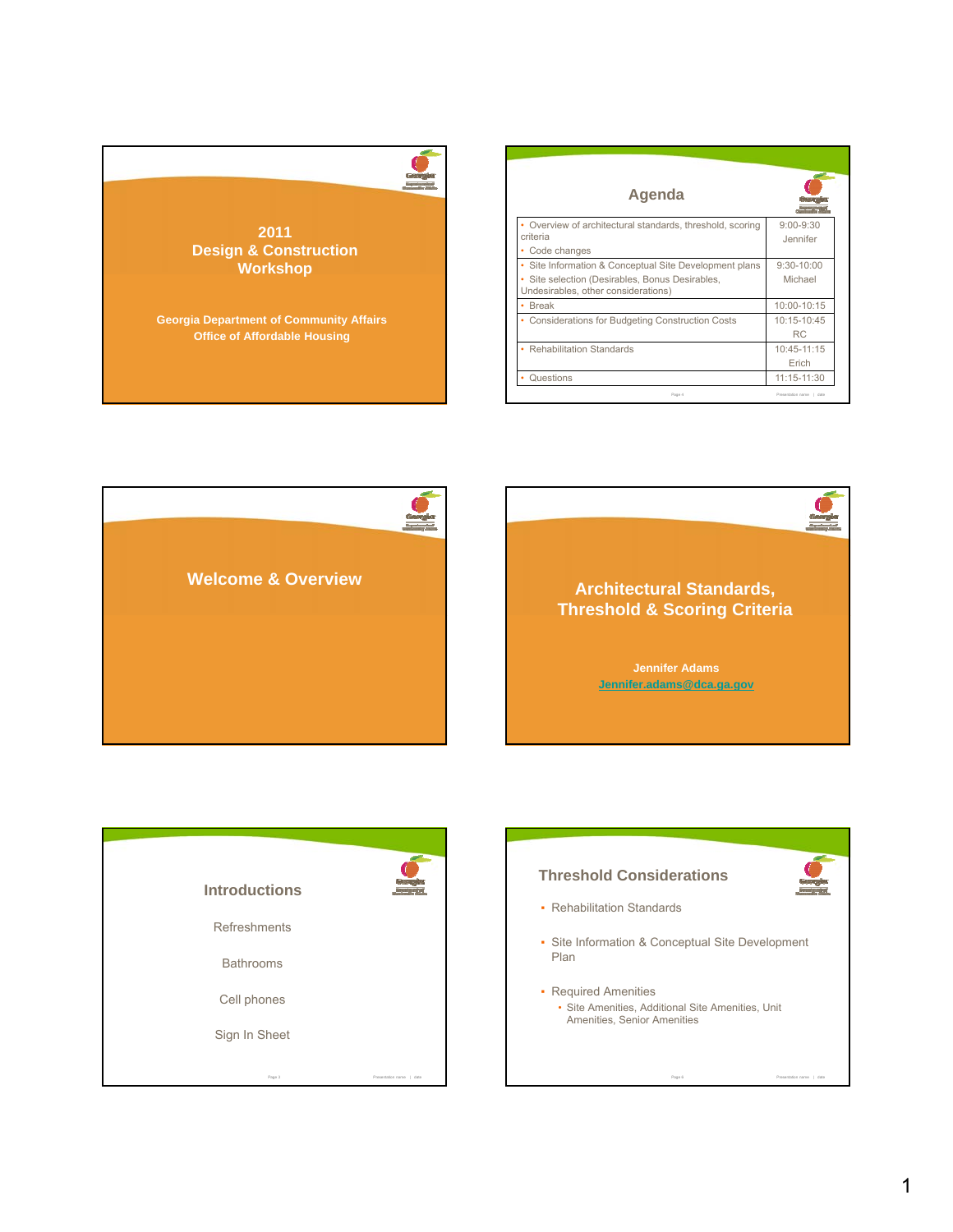# 2011 Design & Construction Workshop

Georgia Department of Community Affairs
Office of Affordable Housing

## Agenda

| | |
|---|---|
| • Overview of architectural standards, threshold, scoring criteria<br>• Code changes | 9:00-9:30<br>Jennifer |
| • Site Information & Conceptual Site Development plans<br>• Site selection (Desirables, Bonus Desirables, Undesirables, other considerations) | 9:30-10:00<br>Michael |
| • Break | 10:00-10:15 |
| • Considerations for Budgeting Construction Costs | 10:15-10:45<br>RC |
| • Rehabilitation Standards | 10:45-11:15<br>Erich |
| • Questions | 11:15-11:30 |

## Welcome & Overview

## Architectural Standards, Threshold & Scoring Criteria

Jennifer Adams
Jennifer.adams@dca.ga.gov

## Introductions

Refreshments

Bathrooms

Cell phones

Sign In Sheet

## Threshold Considerations

- Rehabilitation Standards
- Site Information & Conceptual Site Development Plan
- Required Amenities
  - Site Amenities, Additional Site Amenities, Unit Amenities, Senior Amenities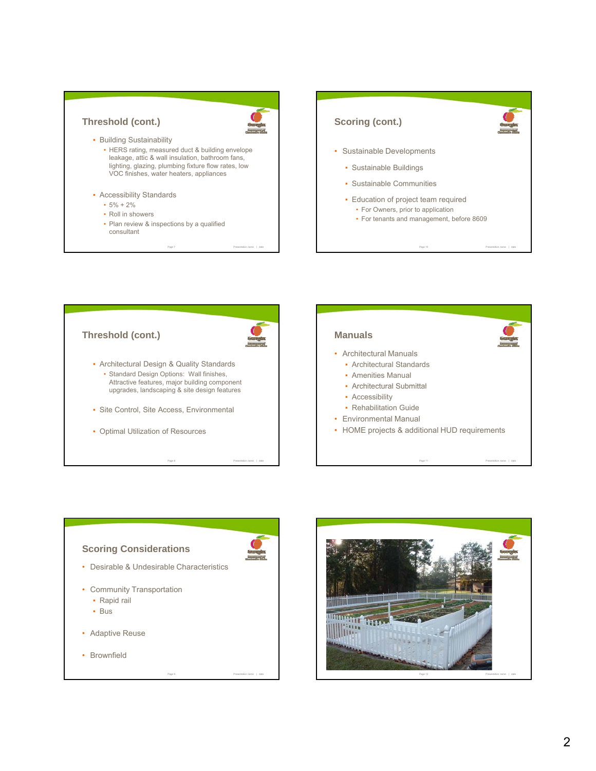## Threshold (cont.)

- Building Sustainability
  - HERS rating, measured duct & building envelope leakage, attic & wall insulation, bathroom fans, lighting, glazing, plumbing fixture flow rates, low VOC finishes, water heaters, appliances
- Accessibility Standards
  - 5% + 2%
  - Roll in showers
  - Plan review & inspections by a qualified consultant

## Threshold (cont.)

- Architectural Design & Quality Standards
  - Standard Design Options: Wall finishes, Attractive features, major building component upgrades, landscaping & site design features
- Site Control, Site Access, Environmental
- Optimal Utilization of Resources

## Scoring Considerations

- Desirable & Undesirable Characteristics
- Community Transportation
  - Rapid rail
  - Bus
- Adaptive Reuse
- Brownfield

## Scoring (cont.)

- Sustainable Developments
  - Sustainable Buildings
  - Sustainable Communities
  - Education of project team required
    - For Owners, prior to application
    - For tenants and management, before 8609

## Manuals

- Architectural Manuals
  - Architectural Standards
  - Amenities Manual
  - Architectural Submittal
  - Accessibility
  - Rehabilitation Guide
- Environmental Manual
- HOME projects & additional HUD requirements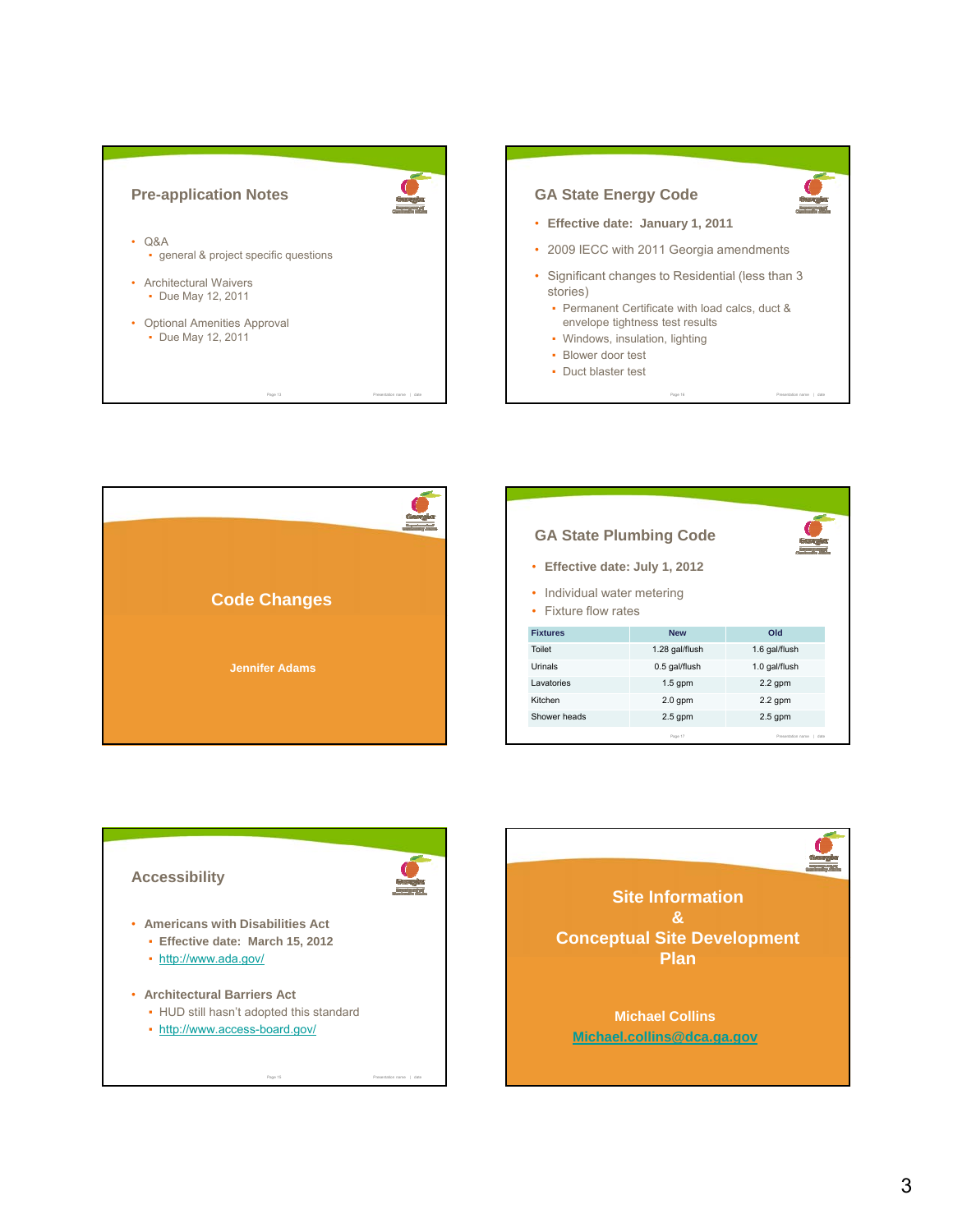## Pre-application Notes

- Q&A
  - general & project specific questions
- Architectural Waivers
  - Due May 12, 2011
- Optional Amenities Approval
  - Due May 12, 2011

## GA State Energy Code

- **Effective date: January 1, 2011**
- 2009 IECC with 2011 Georgia amendments
- Significant changes to Residential (less than 3 stories)
  - Permanent Certificate with load calcs, duct & envelope tightness test results
  - Windows, insulation, lighting
  - Blower door test
  - Duct blaster test

## Code Changes

**Jennifer Adams**

## GA State Plumbing Code

- **Effective date: July 1, 2012**
- Individual water metering
- Fixture flow rates

| Fixtures | New | Old |
| --- | --- | --- |
| Toilet | 1.28 gal/flush | 1.6 gal/flush |
| Urinals | 0.5 gal/flush | 1.0 gal/flush |
| Lavatories | 1.5 gpm | 2.2 gpm |
| Kitchen | 2.0 gpm | 2.2 gpm |
| Shower heads | 2.5 gpm | 2.5 gpm |

## Accessibility

- **Americans with Disabilities Act**
  - **Effective date: March 15, 2012**
  - http://www.ada.gov/
- **Architectural Barriers Act**
  - HUD still hasn't adopted this standard
  - http://www.access-board.gov/

## Site Information & Conceptual Site Development Plan

**Michael Collins**

**Michael.collins@dca.ga.gov**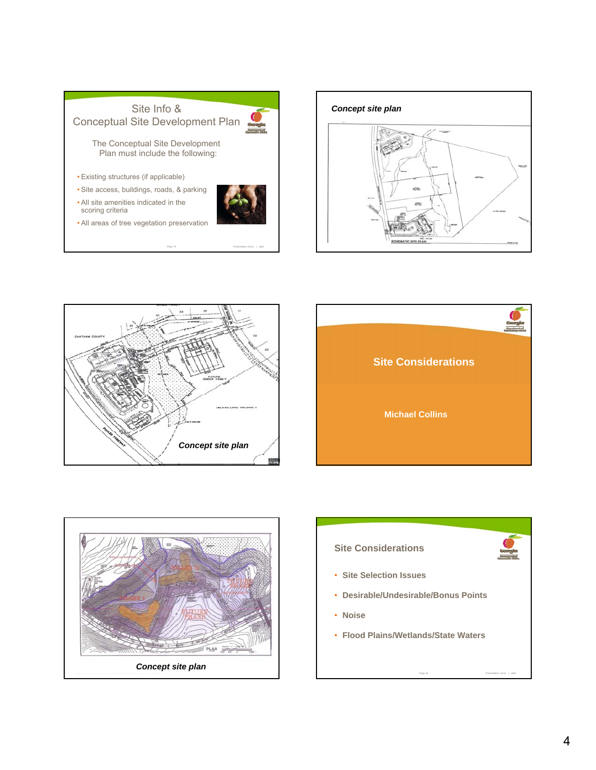## Site Info & Conceptual Site Development Plan

The Conceptual Site Development Plan must include the following:

- Existing structures (if applicable)
- Site access, buildings, roads, & parking
- All site amenities indicated in the scoring criteria
- All areas of tree vegetation preservation

*Concept site plan*

*Concept site plan*

## Site Considerations

**Michael Collins**

*Concept site plan*

## Site Considerations

- Site Selection Issues
- Desirable/Undesirable/Bonus Points
- Noise
- Flood Plains/Wetlands/State Waters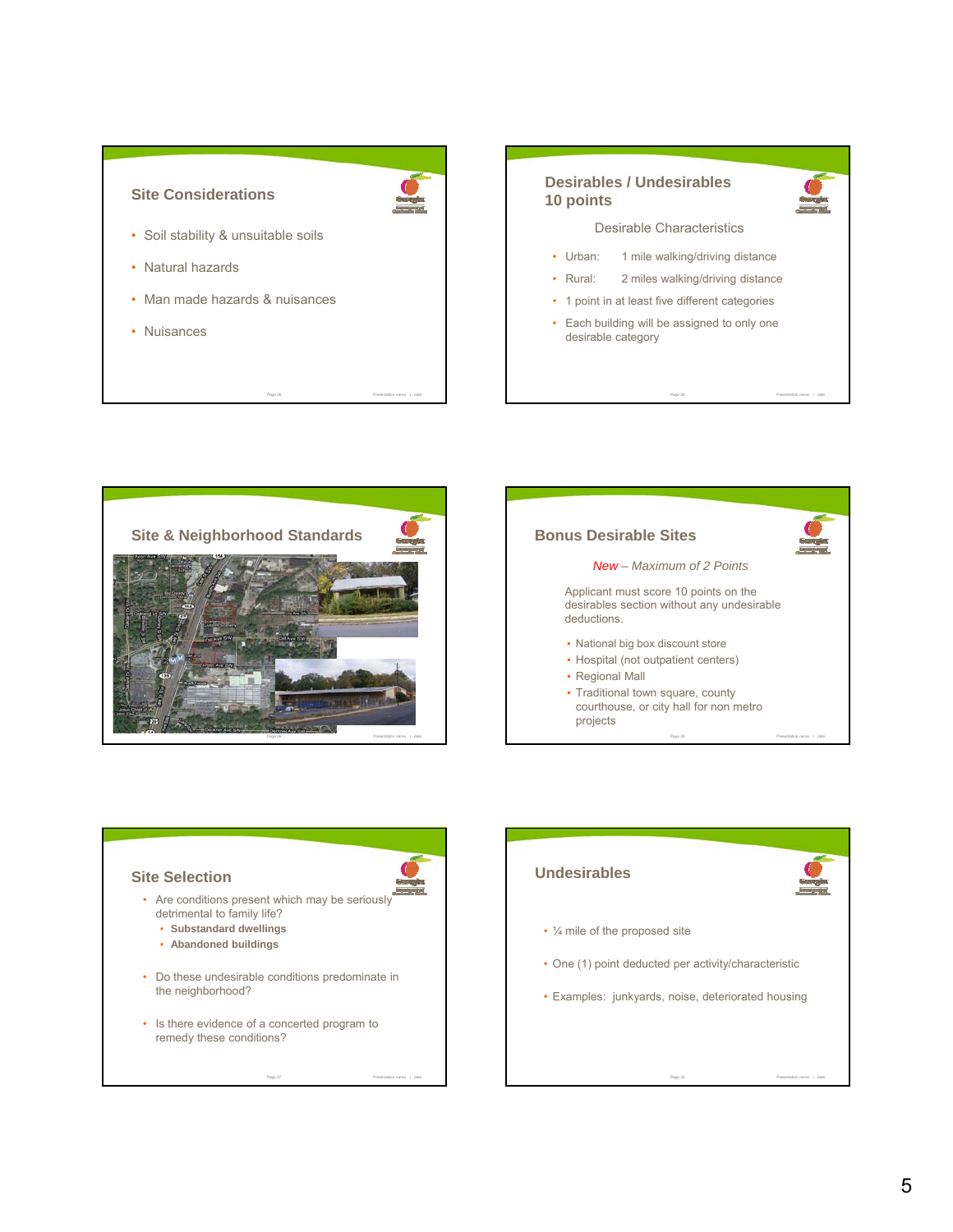## Site Considerations

- Soil stability & unsuitable soils
- Natural hazards
- Man made hazards & nuisances
- Nuisances

## Desirables / Undesirables 10 points

Desirable Characteristics

- Urban: 1 mile walking/driving distance
- Rural: 2 miles walking/driving distance
- 1 point in at least five different categories
- Each building will be assigned to only one desirable category

## Site & Neighborhood Standards

## Bonus Desirable Sites

*New – Maximum of 2 Points*

Applicant must score 10 points on the desirables section without any undesirable deductions.

- National big box discount store
- Hospital (not outpatient centers)
- Regional Mall
- Traditional town square, county courthouse, or city hall for non metro projects

## Site Selection

- Are conditions present which may be seriously detrimental to family life?
  - **Substandard dwellings**
  - **Abandoned buildings**
- Do these undesirable conditions predominate in the neighborhood?
- Is there evidence of a concerted program to remedy these conditions?

## Undesirables

- ¼ mile of the proposed site
- One (1) point deducted per activity/characteristic
- Examples: junkyards, noise, deteriorated housing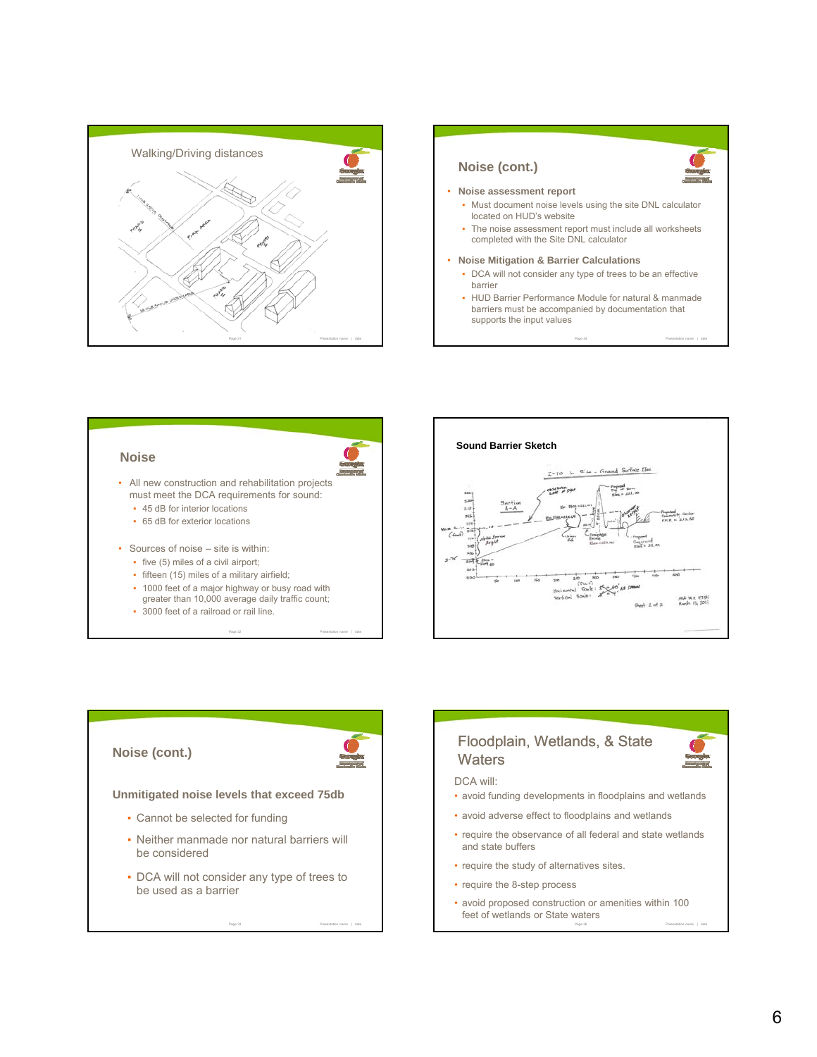## Walking/Driving distances

## Noise (cont.)

- **Noise assessment report**
  - Must document noise levels using the site DNL calculator located on HUD's website
  - The noise assessment report must include all worksheets completed with the Site DNL calculator
- **Noise Mitigation & Barrier Calculations**
  - DCA will not consider any type of trees to be an effective barrier
  - HUD Barrier Performance Module for natural & manmade barriers must be accompanied by documentation that supports the input values

## Noise

- All new construction and rehabilitation projects must meet the DCA requirements for sound:
  - 45 dB for interior locations
  - 65 dB for exterior locations
- Sources of noise – site is within:
  - five (5) miles of a civil airport;
  - fifteen (15) miles of a military airfield;
  - 1000 feet of a major highway or busy road with greater than 10,000 average daily traffic count;
  - 3000 feet of a railroad or rail line.

## Sound Barrier Sketch

## Noise (cont.)

**Unmitigated noise levels that exceed 75db**

- Cannot be selected for funding
- Neither manmade nor natural barriers will be considered
- DCA will not consider any type of trees to be used as a barrier

## Floodplain, Wetlands, & State Waters

DCA will:

- avoid funding developments in floodplains and wetlands
- avoid adverse effect to floodplains and wetlands
- require the observance of all federal and state wetlands and state buffers
- require the study of alternatives sites.
- require the 8-step process
- avoid proposed construction or amenities within 100 feet of wetlands or State waters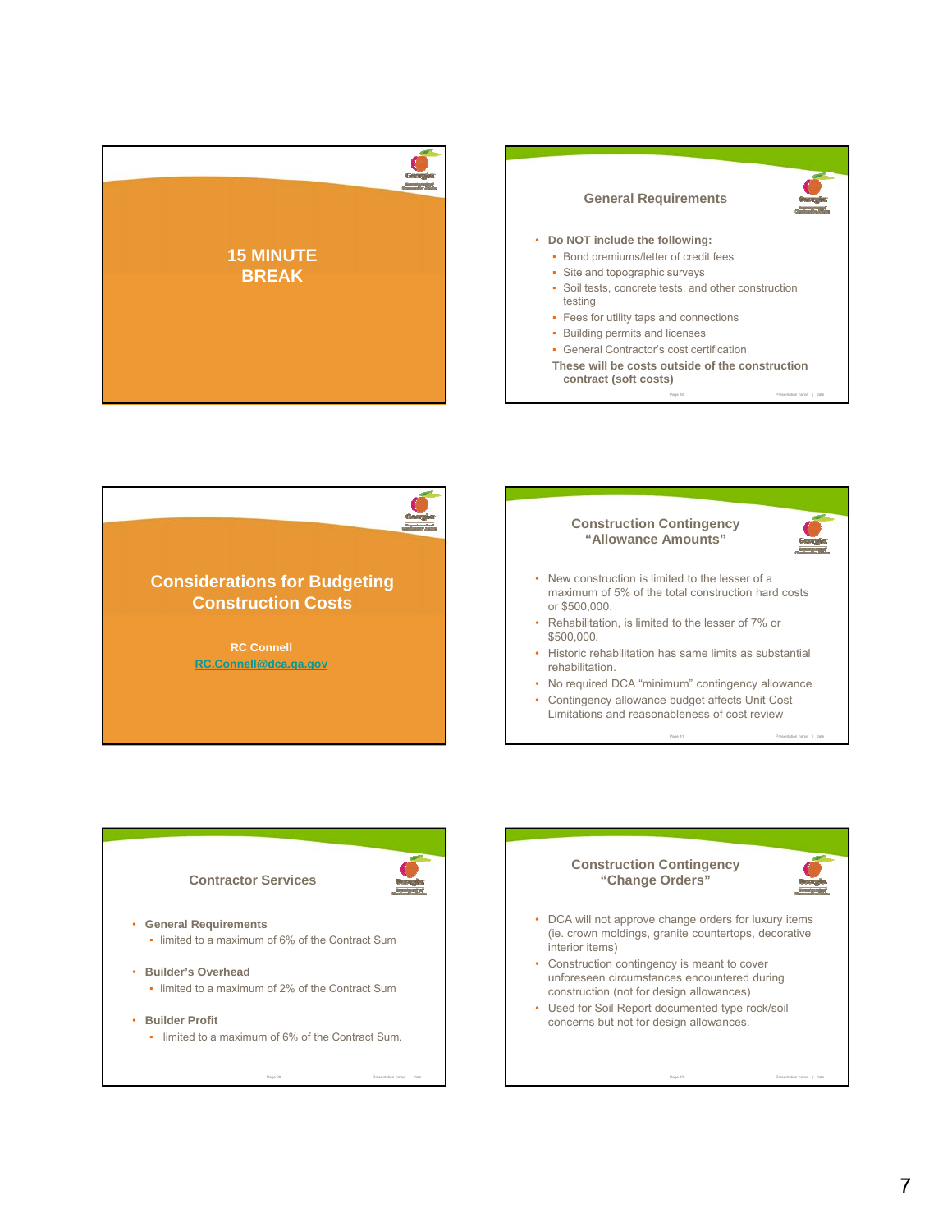## 15 MINUTE BREAK

## General Requirements

- **Do NOT include the following:**
  - Bond premiums/letter of credit fees
  - Site and topographic surveys
  - Soil tests, concrete tests, and other construction testing
  - Fees for utility taps and connections
  - Building permits and licenses
  - General Contractor's cost certification

  **These will be costs outside of the construction contract (soft costs)**

## Considerations for Budgeting Construction Costs

**RC Connell**
RC.Connell@dca.ga.gov

## Construction Contingency "Allowance Amounts"

- New construction is limited to the lesser of a maximum of 5% of the total construction hard costs or $500,000.
- Rehabilitation, is limited to the lesser of 7% or $500,000.
- Historic rehabilitation has same limits as substantial rehabilitation.
- No required DCA "minimum" contingency allowance
- Contingency allowance budget affects Unit Cost Limitations and reasonableness of cost review

## Contractor Services

- **General Requirements**
  - limited to a maximum of 6% of the Contract Sum
- **Builder's Overhead**
  - limited to a maximum of 2% of the Contract Sum
- **Builder Profit**
  - limited to a maximum of 6% of the Contract Sum.

## Construction Contingency "Change Orders"

- DCA will not approve change orders for luxury items (ie. crown moldings, granite countertops, decorative interior items)
- Construction contingency is meant to cover unforeseen circumstances encountered during construction (not for design allowances)
- Used for Soil Report documented type rock/soil concerns but not for design allowances.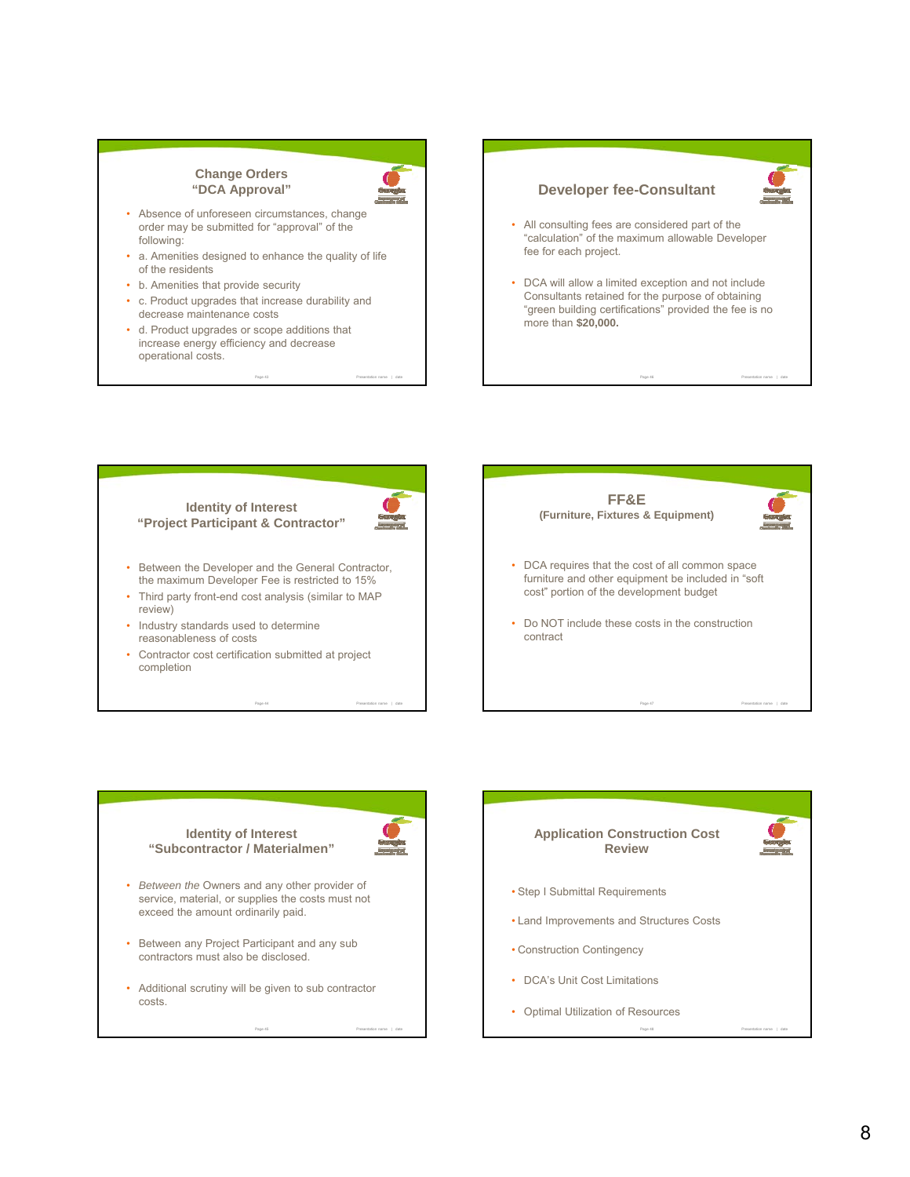## Change Orders "DCA Approval"

- Absence of unforeseen circumstances, change order may be submitted for "approval" of the following:
- a. Amenities designed to enhance the quality of life of the residents
- b. Amenities that provide security
- c. Product upgrades that increase durability and decrease maintenance costs
- d. Product upgrades or scope additions that increase energy efficiency and decrease operational costs.

## Developer fee-Consultant

- All consulting fees are considered part of the "calculation" of the maximum allowable Developer fee for each project.
- DCA will allow a limited exception and not include Consultants retained for the purpose of obtaining "green building certifications" provided the fee is no more than **$20,000.**

## Identity of Interest "Project Participant & Contractor"

- Between the Developer and the General Contractor, the maximum Developer Fee is restricted to 15%
- Third party front-end cost analysis (similar to MAP review)
- Industry standards used to determine reasonableness of costs
- Contractor cost certification submitted at project completion

## FF&E (Furniture, Fixtures & Equipment)

- DCA requires that the cost of all common space furniture and other equipment be included in "soft cost" portion of the development budget
- Do NOT include these costs in the construction contract

## Identity of Interest "Subcontractor / Materialmen"

- *Between the* Owners and any other provider of service, material, or supplies the costs must not exceed the amount ordinarily paid.
- Between any Project Participant and any sub contractors must also be disclosed.
- Additional scrutiny will be given to sub contractor costs.

## Application Construction Cost Review

- Step I Submittal Requirements
- Land Improvements and Structures Costs
- Construction Contingency
- DCA's Unit Cost Limitations
- Optimal Utilization of Resources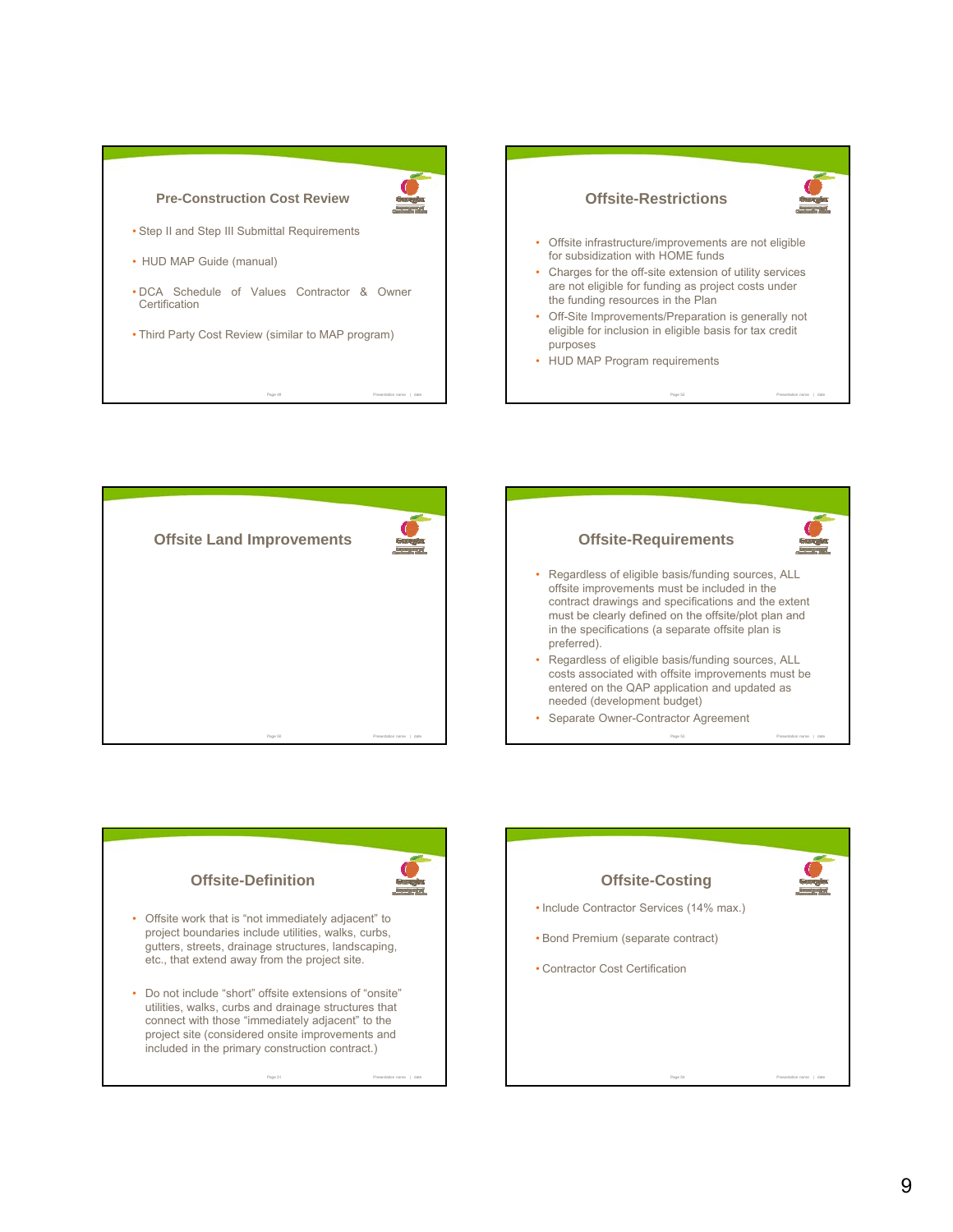## Pre-Construction Cost Review

- Step II and Step III Submittal Requirements
- HUD MAP Guide (manual)
- DCA Schedule of Values Contractor & Owner Certification
- Third Party Cost Review (similar to MAP program)

## Offsite-Restrictions

- Offsite infrastructure/improvements are not eligible for subsidization with HOME funds
- Charges for the off-site extension of utility services are not eligible for funding as project costs under the funding resources in the Plan
- Off-Site Improvements/Preparation is generally not eligible for inclusion in eligible basis for tax credit purposes
- HUD MAP Program requirements

## Offsite Land Improvements

## Offsite-Requirements

- Regardless of eligible basis/funding sources, ALL offsite improvements must be included in the contract drawings and specifications and the extent must be clearly defined on the offsite/plot plan and in the specifications (a separate offsite plan is preferred).
- Regardless of eligible basis/funding sources, ALL costs associated with offsite improvements must be entered on the QAP application and updated as needed (development budget)
- Separate Owner-Contractor Agreement

## Offsite-Definition

- Offsite work that is "not immediately adjacent" to project boundaries include utilities, walks, curbs, gutters, streets, drainage structures, landscaping, etc., that extend away from the project site.
- Do not include "short" offsite extensions of "onsite" utilities, walks, curbs and drainage structures that connect with those "immediately adjacent" to the project site (considered onsite improvements and included in the primary construction contract.)

## Offsite-Costing

- Include Contractor Services (14% max.)
- Bond Premium (separate contract)
- Contractor Cost Certification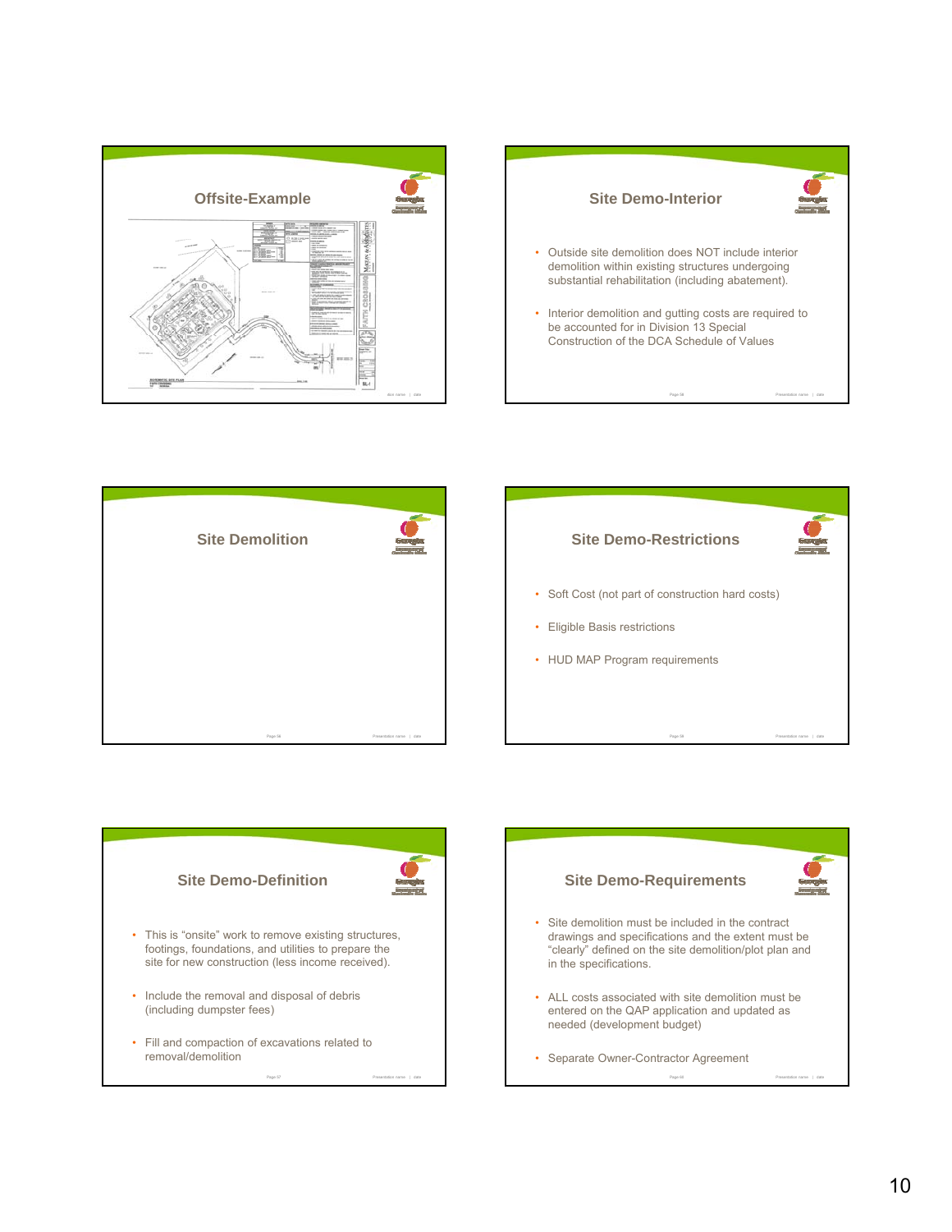## Offsite-Example

## Site Demo-Interior

- Outside site demolition does NOT include interior demolition within existing structures undergoing substantial rehabilitation (including abatement).
- Interior demolition and gutting costs are required to be accounted for in Division 13 Special Construction of the DCA Schedule of Values

## Site Demolition

## Site Demo-Restrictions

- Soft Cost (not part of construction hard costs)
- Eligible Basis restrictions
- HUD MAP Program requirements

## Site Demo-Definition

- This is "onsite" work to remove existing structures, footings, foundations, and utilities to prepare the site for new construction (less income received).
- Include the removal and disposal of debris (including dumpster fees)
- Fill and compaction of excavations related to removal/demolition

## Site Demo-Requirements

- Site demolition must be included in the contract drawings and specifications and the extent must be "clearly" defined on the site demolition/plot plan and in the specifications.
- ALL costs associated with site demolition must be entered on the QAP application and updated as needed (development budget)
- Separate Owner-Contractor Agreement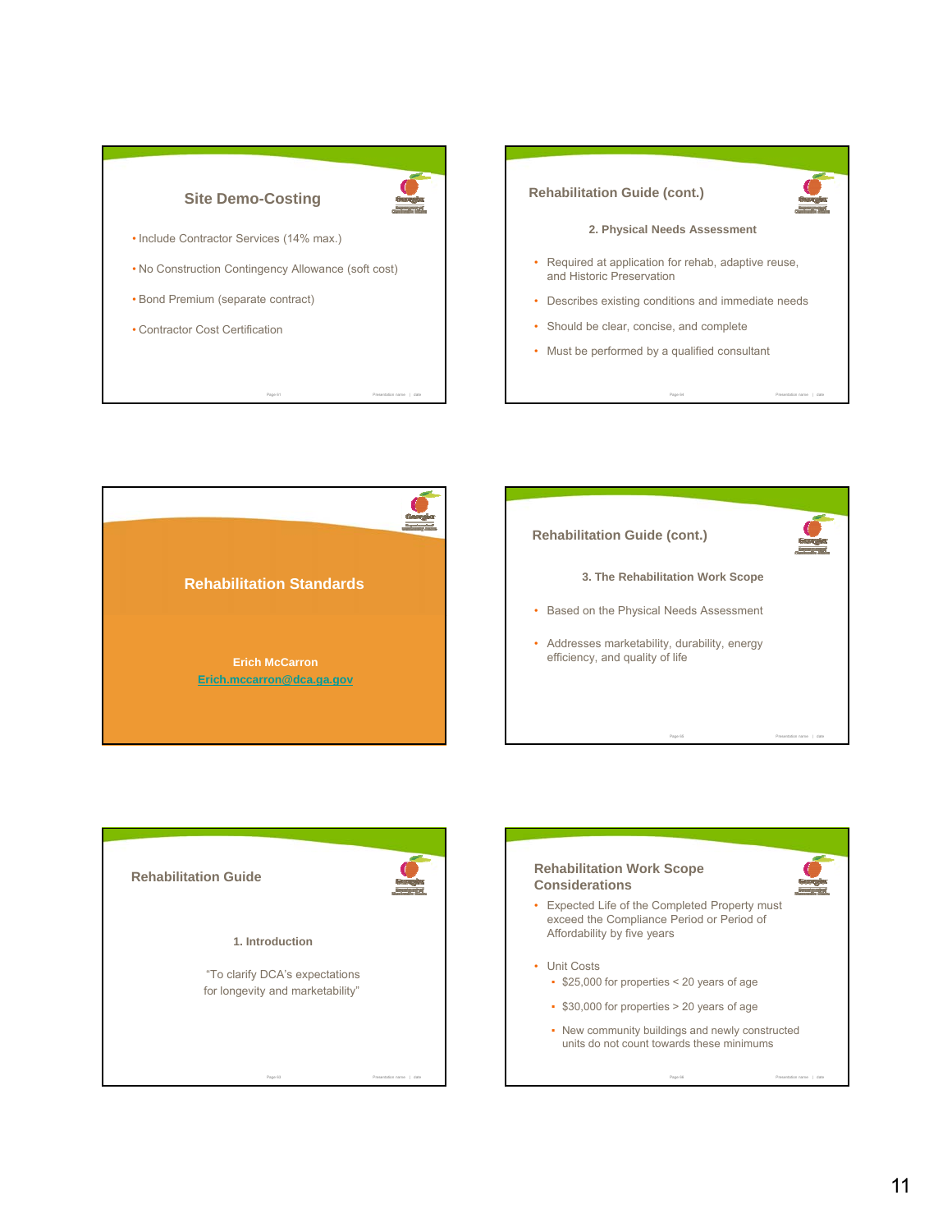## Site Demo-Costing

- Include Contractor Services (14% max.)
- No Construction Contingency Allowance (soft cost)
- Bond Premium (separate contract)
- Contractor Cost Certification

## Rehabilitation Guide (cont.)

**2. Physical Needs Assessment**

- Required at application for rehab, adaptive reuse, and Historic Preservation
- Describes existing conditions and immediate needs
- Should be clear, concise, and complete
- Must be performed by a qualified consultant

## Rehabilitation Standards

**Erich McCarron**
**Erich.mccarron@dca.ga.gov**

## Rehabilitation Guide (cont.)

**3. The Rehabilitation Work Scope**

- Based on the Physical Needs Assessment
- Addresses marketability, durability, energy efficiency, and quality of life

## Rehabilitation Guide

**1. Introduction**

"To clarify DCA's expectations for longevity and marketability"

## Rehabilitation Work Scope Considerations

- Expected Life of the Completed Property must exceed the Compliance Period or Period of Affordability by five years
- Unit Costs
  - $25,000 for properties < 20 years of age
  - $30,000 for properties > 20 years of age
  - New community buildings and newly constructed units do not count towards these minimums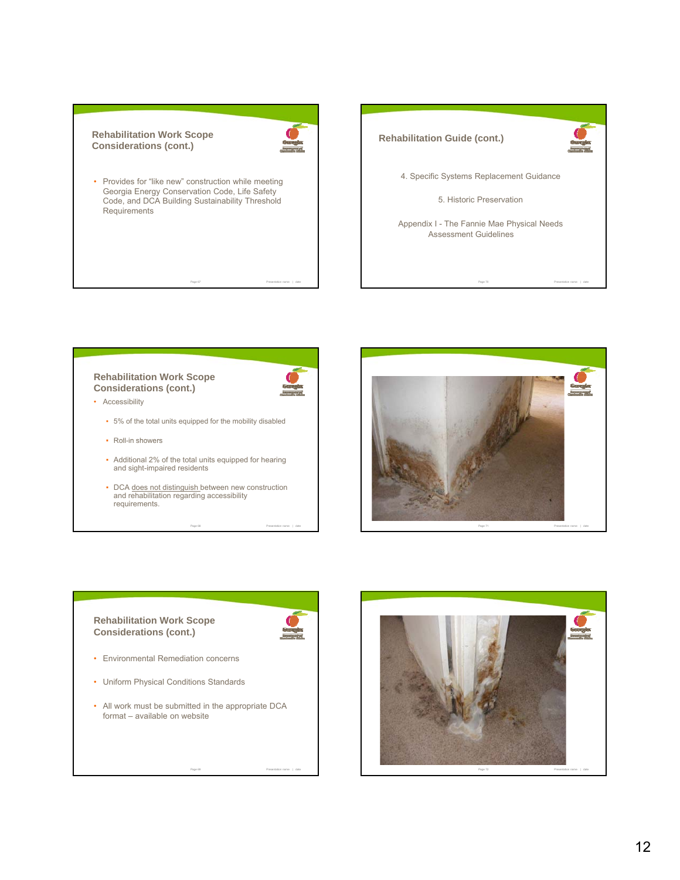## Rehabilitation Work Scope Considerations (cont.)

- Provides for "like new" construction while meeting Georgia Energy Conservation Code, Life Safety Code, and DCA Building Sustainability Threshold Requirements

## Rehabilitation Work Scope Considerations (cont.)

- Accessibility
  - 5% of the total units equipped for the mobility disabled
  - Roll-in showers
  - Additional 2% of the total units equipped for hearing and sight-impaired residents
  - DCA does not distinguish between new construction and rehabilitation regarding accessibility requirements.

## Rehabilitation Work Scope Considerations (cont.)

- Environmental Remediation concerns
- Uniform Physical Conditions Standards
- All work must be submitted in the appropriate DCA format – available on website

## Rehabilitation Guide (cont.)

4. Specific Systems Replacement Guidance

5. Historic Preservation

Appendix I - The Fannie Mae Physical Needs Assessment Guidelines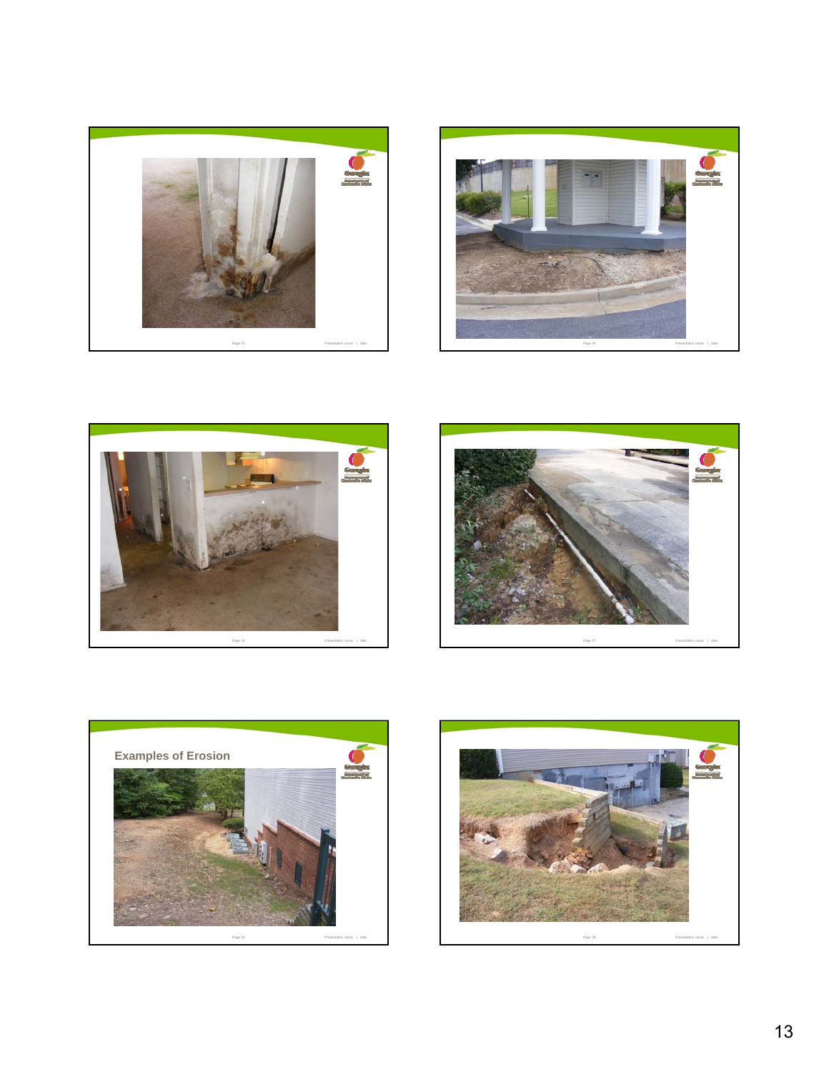Examples of Erosion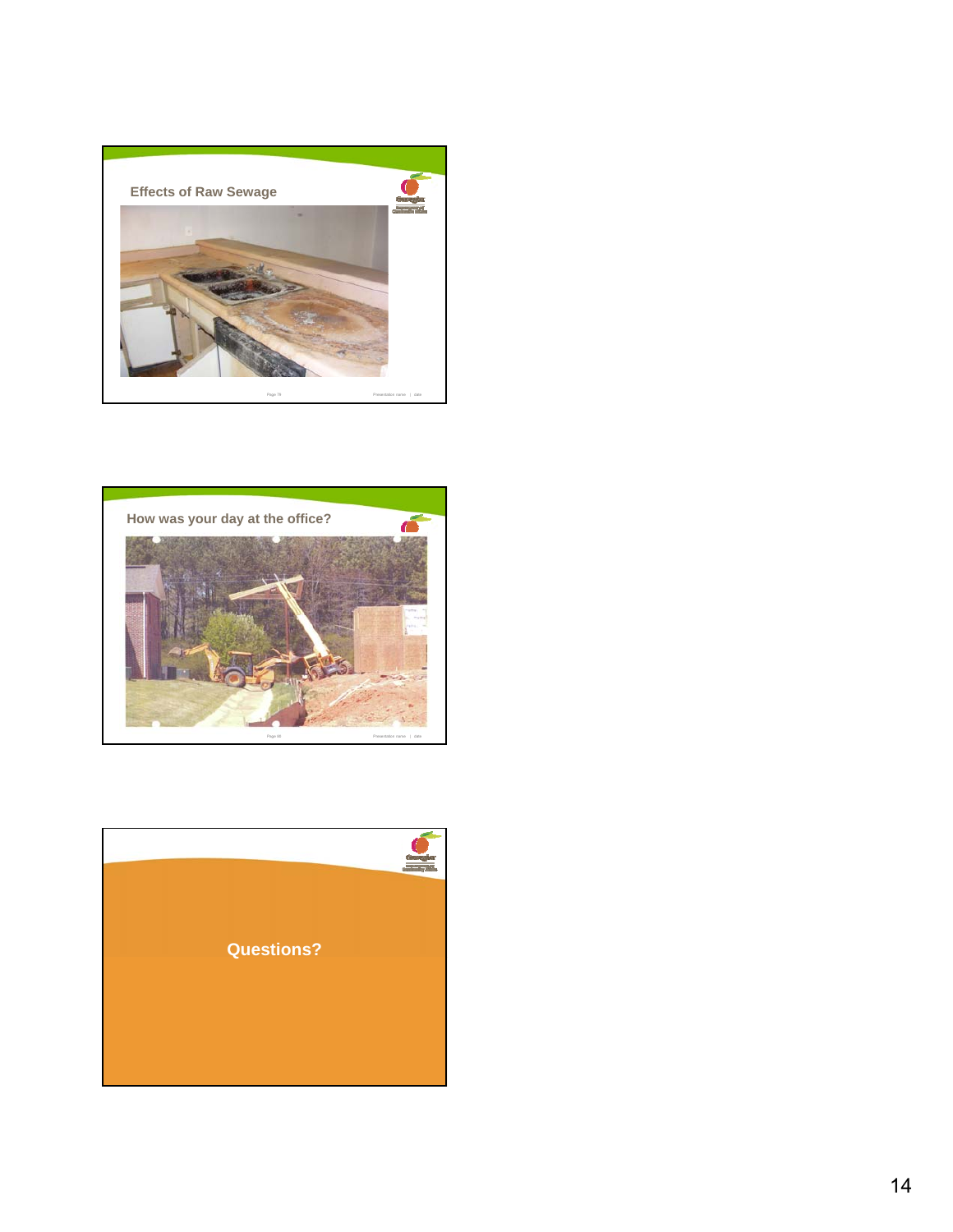## Effects of Raw Sewage

## How was your day at the office?

## Questions?